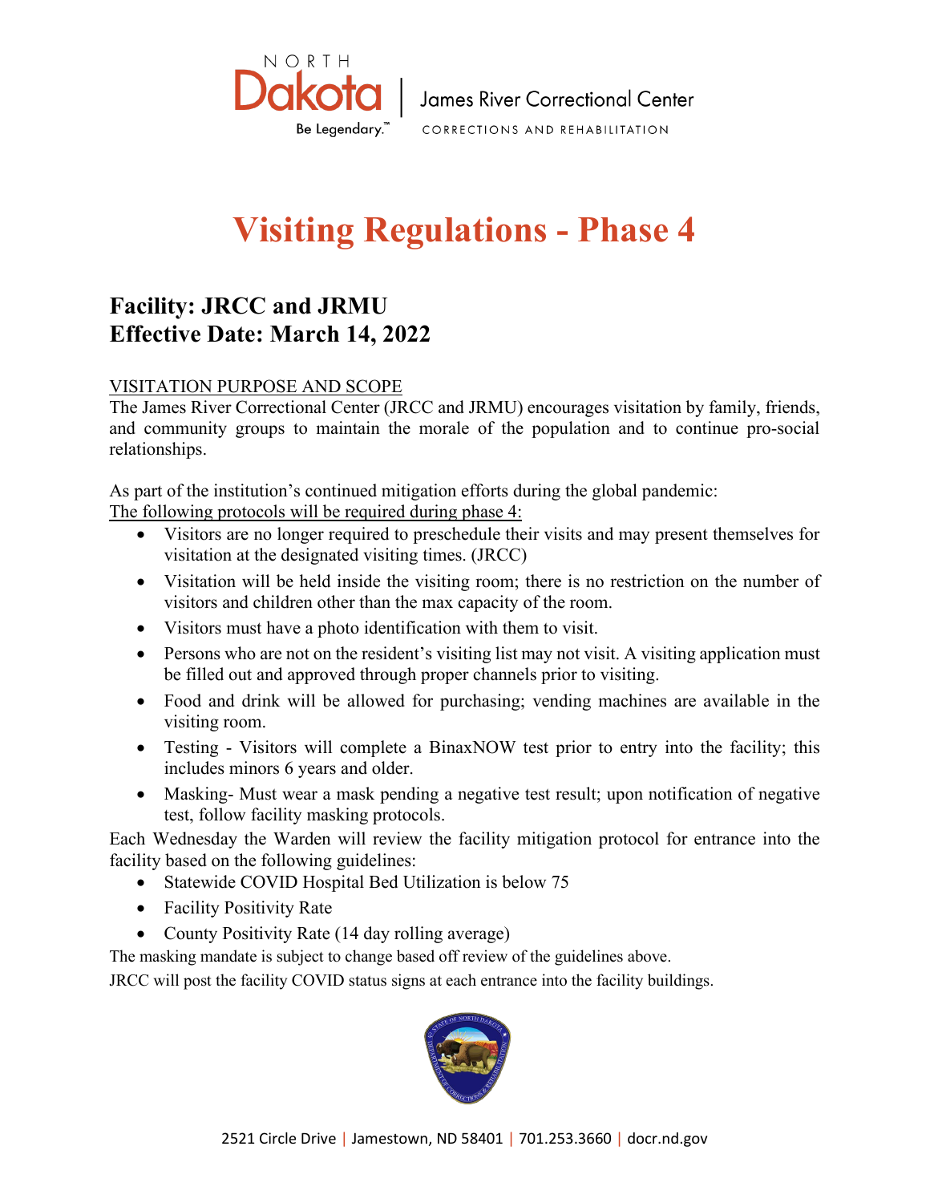NORTH Dakota | James River Correctional Center

Be Legendary.™ CORRECTIONS AND REHABILITATION

# Visiting Regulations - Phase 4

## Facility: JRCC and JRMU
## Effective Date: March 14, 2022

VISITATION PURPOSE AND SCOPE

The James River Correctional Center (JRCC and JRMU) encourages visitation by family, friends, and community groups to maintain the morale of the population and to continue pro-social relationships.

As part of the institution's continued mitigation efforts during the global pandemic:

The following protocols will be required during phase 4:

- Visitors are no longer required to preschedule their visits and may present themselves for visitation at the designated visiting times. (JRCC)
- Visitation will be held inside the visiting room; there is no restriction on the number of visitors and children other than the max capacity of the room.
- Visitors must have a photo identification with them to visit.
- Persons who are not on the resident's visiting list may not visit. A visiting application must be filled out and approved through proper channels prior to visiting.
- Food and drink will be allowed for purchasing; vending machines are available in the visiting room.
- Testing - Visitors will complete a BinaxNOW test prior to entry into the facility; this includes minors 6 years and older.
- Masking- Must wear a mask pending a negative test result; upon notification of negative test, follow facility masking protocols.

Each Wednesday the Warden will review the facility mitigation protocol for entrance into the facility based on the following guidelines:

- Statewide COVID Hospital Bed Utilization is below 75
- Facility Positivity Rate
- County Positivity Rate (14 day rolling average)

The masking mandate is subject to change based off review of the guidelines above.

JRCC will post the facility COVID status signs at each entrance into the facility buildings.

2521 Circle Drive | Jamestown, ND 58401 | 701.253.3660 | docr.nd.gov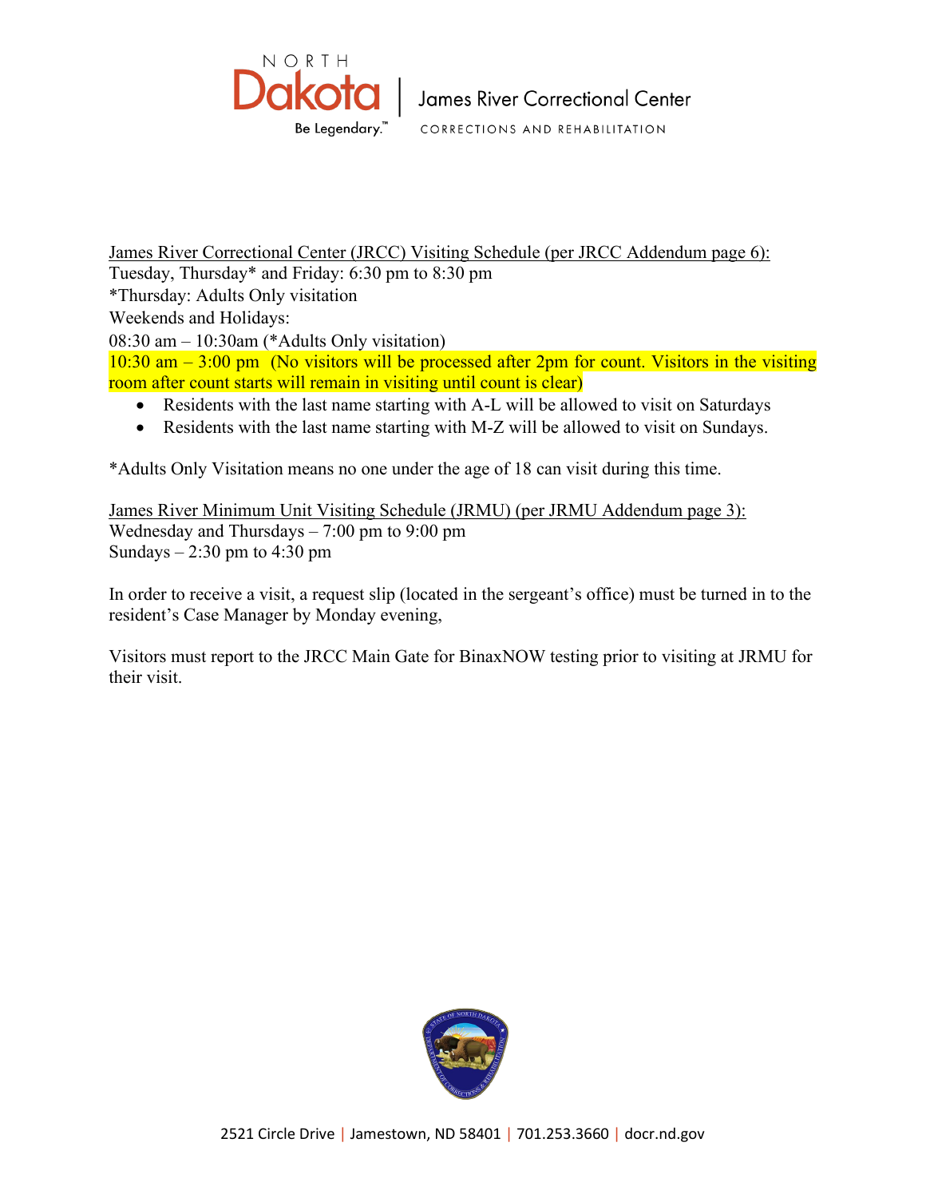North Dakota | James River Correctional Center

CORRECTIONS AND REHABILITATION

James River Correctional Center (JRCC) Visiting Schedule (per JRCC Addendum page 6):

Tuesday, Thursday* and Friday: 6:30 pm to 8:30 pm

*Thursday: Adults Only visitation

Weekends and Holidays:

08:30 am – 10:30am (*Adults Only visitation)

10:30 am – 3:00 pm (No visitors will be processed after 2pm for count. Visitors in the visiting room after count starts will remain in visiting until count is clear)

- Residents with the last name starting with A-L will be allowed to visit on Saturdays
- Residents with the last name starting with M-Z will be allowed to visit on Sundays.

*Adults Only Visitation means no one under the age of 18 can visit during this time.

James River Minimum Unit Visiting Schedule (JRMU) (per JRMU Addendum page 3):

Wednesday and Thursdays – 7:00 pm to 9:00 pm

Sundays – 2:30 pm to 4:30 pm

In order to receive a visit, a request slip (located in the sergeant's office) must be turned in to the resident's Case Manager by Monday evening,

Visitors must report to the JRCC Main Gate for BinaxNOW testing prior to visiting at JRMU for their visit.

2521 Circle Drive | Jamestown, ND 58401 | 701.253.3660 | docr.nd.gov